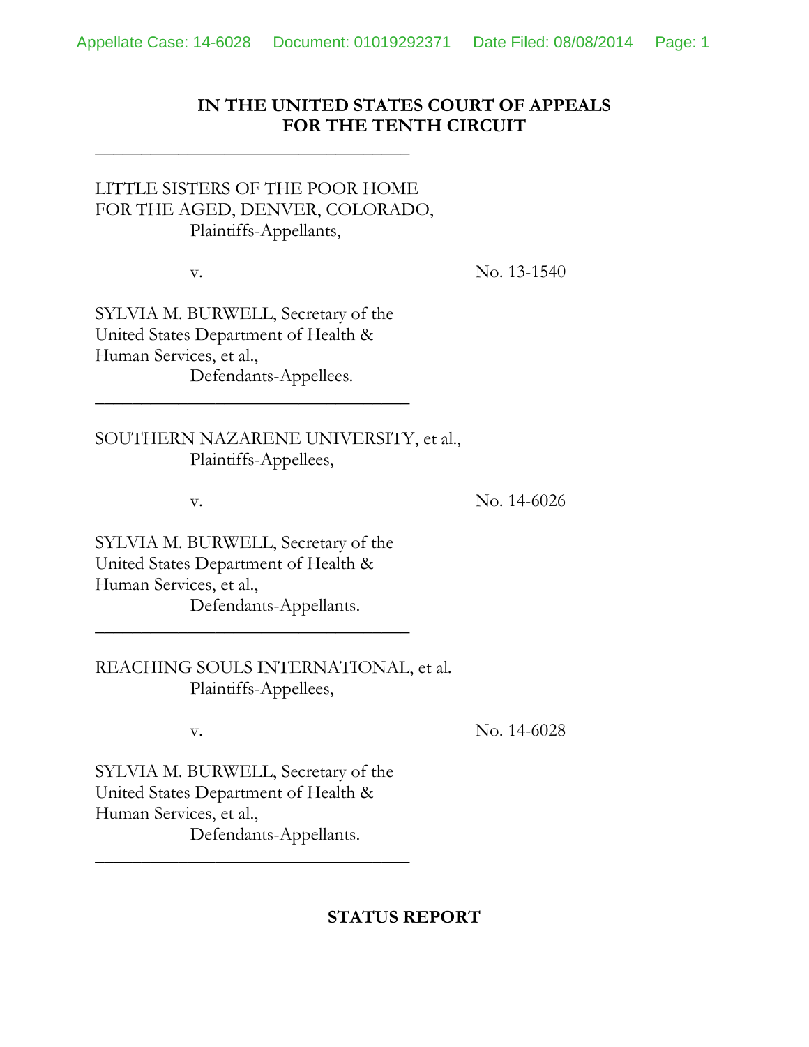**IN THE UNITED STATES COURT OF APPEALS**
**FOR THE TENTH CIRCUIT**

---

LITTLE SISTERS OF THE POOR HOME FOR THE AGED, DENVER, COLORADO,
Plaintiffs-Appellants,

v. No. 13-1540

SYLVIA M. BURWELL, Secretary of the United States Department of Health & Human Services, et al.,
Defendants-Appellees.

---

SOUTHERN NAZARENE UNIVERSITY, et al.,
Plaintiffs-Appellees,

v. No. 14-6026

SYLVIA M. BURWELL, Secretary of the United States Department of Health & Human Services, et al.,
Defendants-Appellants.

---

REACHING SOULS INTERNATIONAL, et al.
Plaintiffs-Appellees,

v. No. 14-6028

SYLVIA M. BURWELL, Secretary of the United States Department of Health & Human Services, et al.,
Defendants-Appellants.

---

**STATUS REPORT**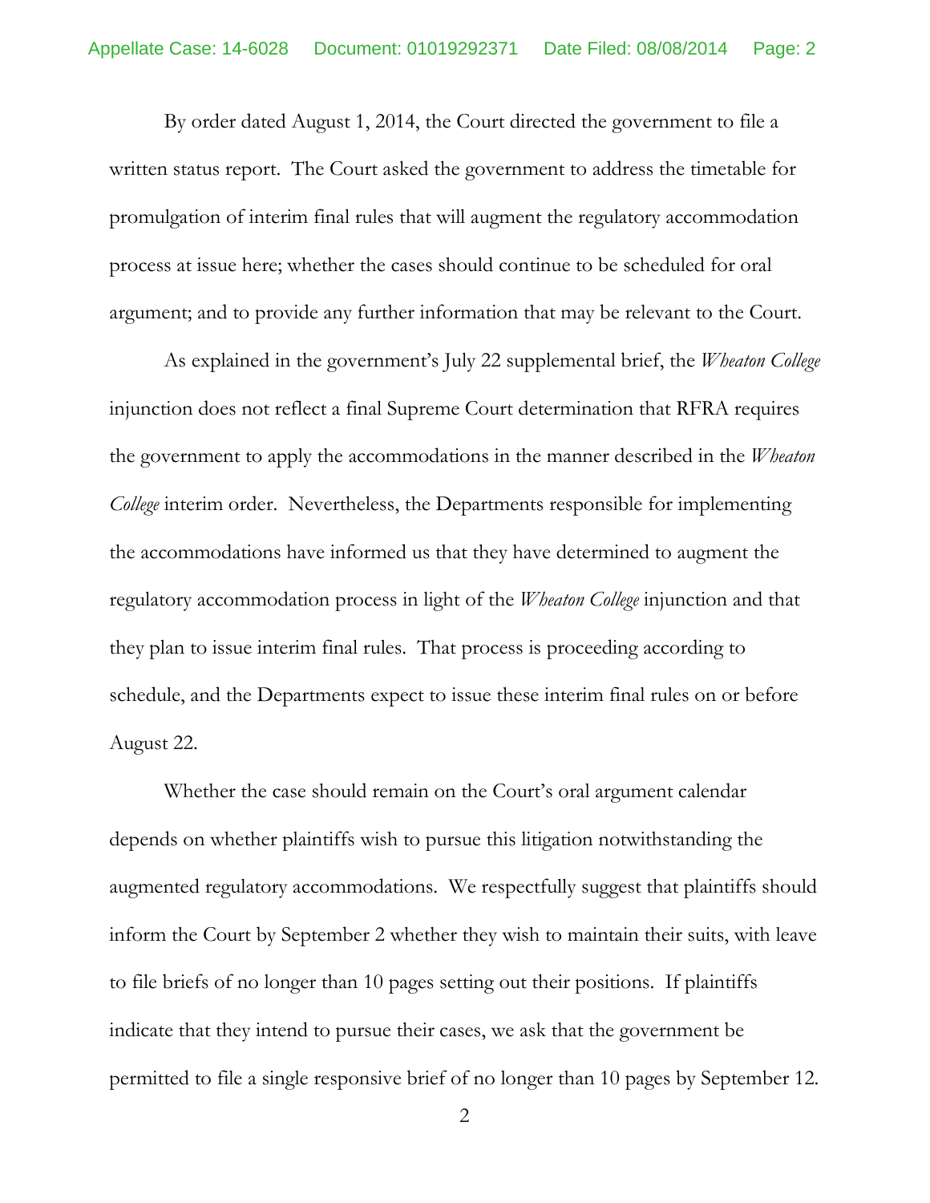By order dated August 1, 2014, the Court directed the government to file a written status report. The Court asked the government to address the timetable for promulgation of interim final rules that will augment the regulatory accommodation process at issue here; whether the cases should continue to be scheduled for oral argument; and to provide any further information that may be relevant to the Court.

As explained in the government's July 22 supplemental brief, the *Wheaton College* injunction does not reflect a final Supreme Court determination that RFRA requires the government to apply the accommodations in the manner described in the *Wheaton College* interim order. Nevertheless, the Departments responsible for implementing the accommodations have informed us that they have determined to augment the regulatory accommodation process in light of the *Wheaton College* injunction and that they plan to issue interim final rules. That process is proceeding according to schedule, and the Departments expect to issue these interim final rules on or before August 22.

Whether the case should remain on the Court's oral argument calendar depends on whether plaintiffs wish to pursue this litigation notwithstanding the augmented regulatory accommodations. We respectfully suggest that plaintiffs should inform the Court by September 2 whether they wish to maintain their suits, with leave to file briefs of no longer than 10 pages setting out their positions. If plaintiffs indicate that they intend to pursue their cases, we ask that the government be permitted to file a single responsive brief of no longer than 10 pages by September 12.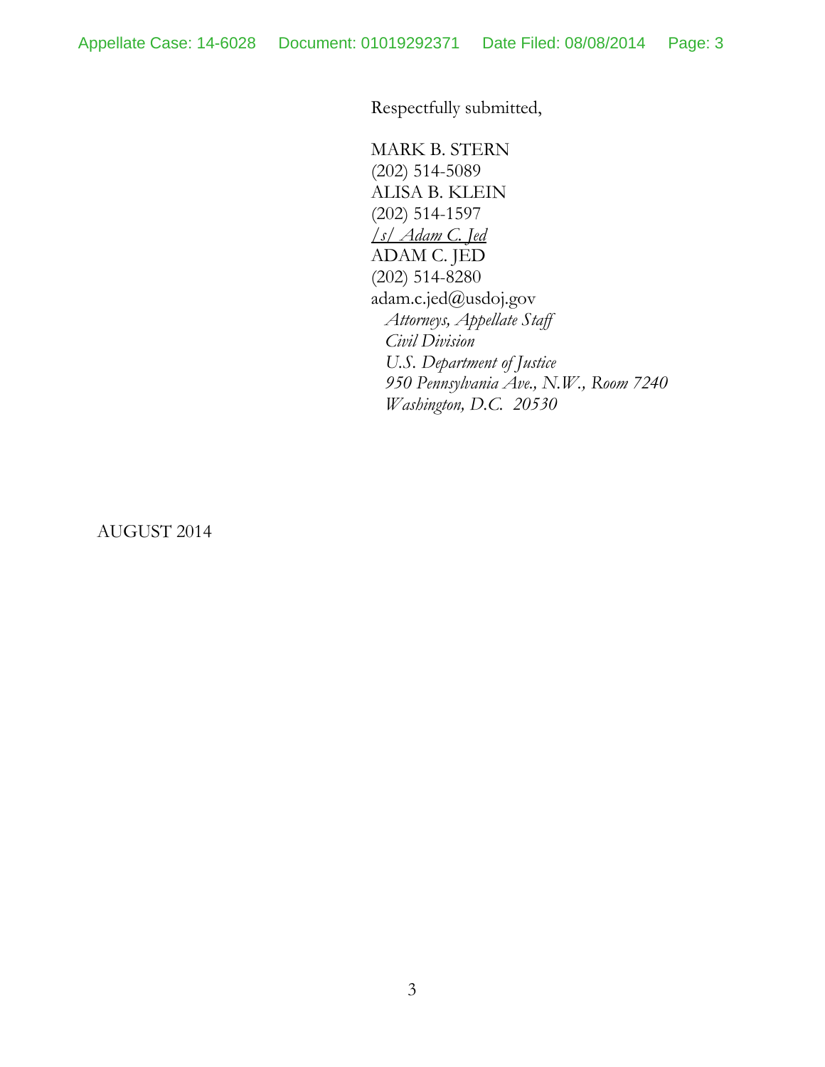Respectfully submitted,

MARK B. STERN
(202) 514-5089
ALISA B. KLEIN
(202) 514-1597
*/s/ Adam C. Jed*
ADAM C. JED
(202) 514-8280
adam.c.jed@usdoj.gov
*Attorneys, Appellate Staff*
*Civil Division*
*U.S. Department of Justice*
*950 Pennsylvania Ave., N.W., Room 7240*
*Washington, D.C. 20530*

AUGUST 2014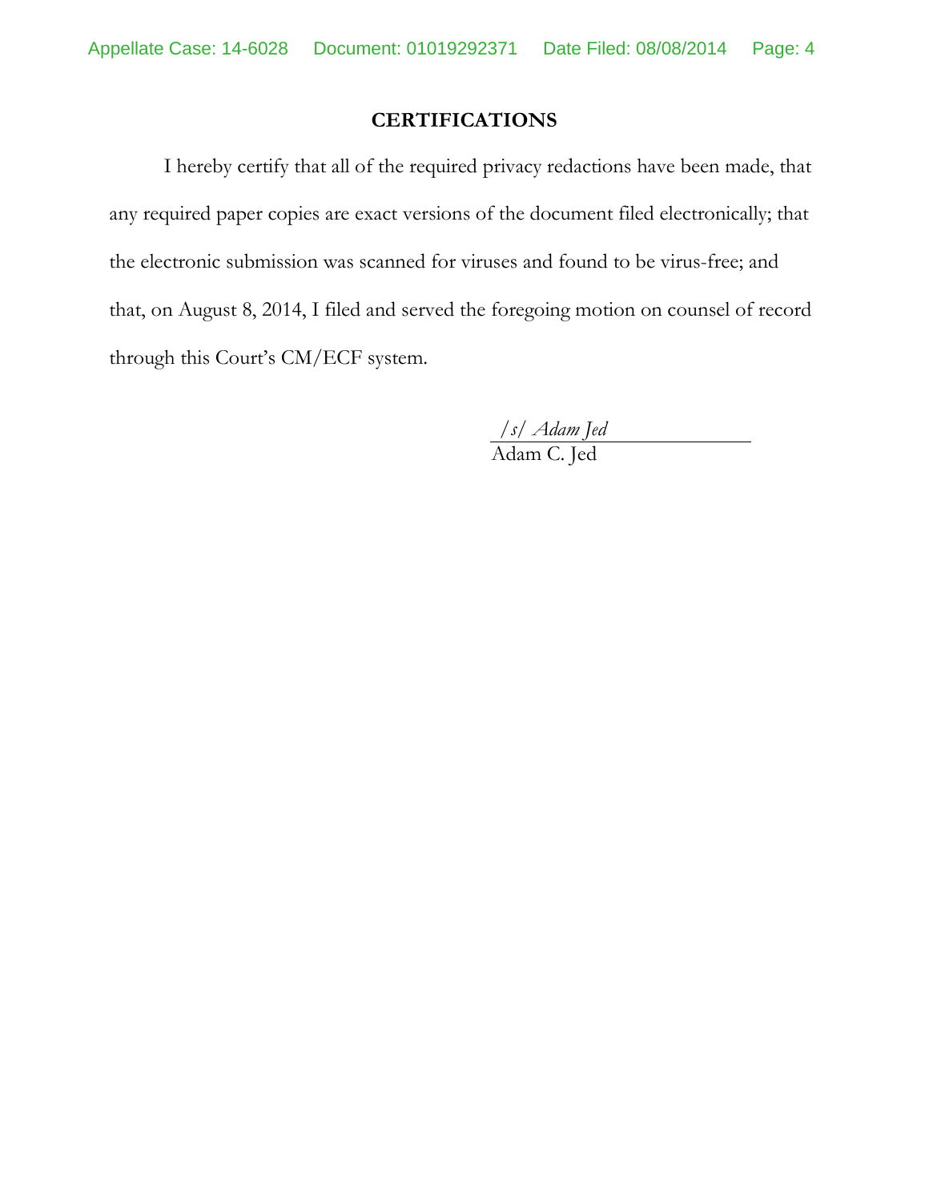## CERTIFICATIONS

I hereby certify that all of the required privacy redactions have been made, that any required paper copies are exact versions of the document filed electronically; that the electronic submission was scanned for viruses and found to be virus-free; and that, on August 8, 2014, I filed and served the foregoing motion on counsel of record through this Court's CM/ECF system.

*/s/ Adam Jed*
Adam C. Jed